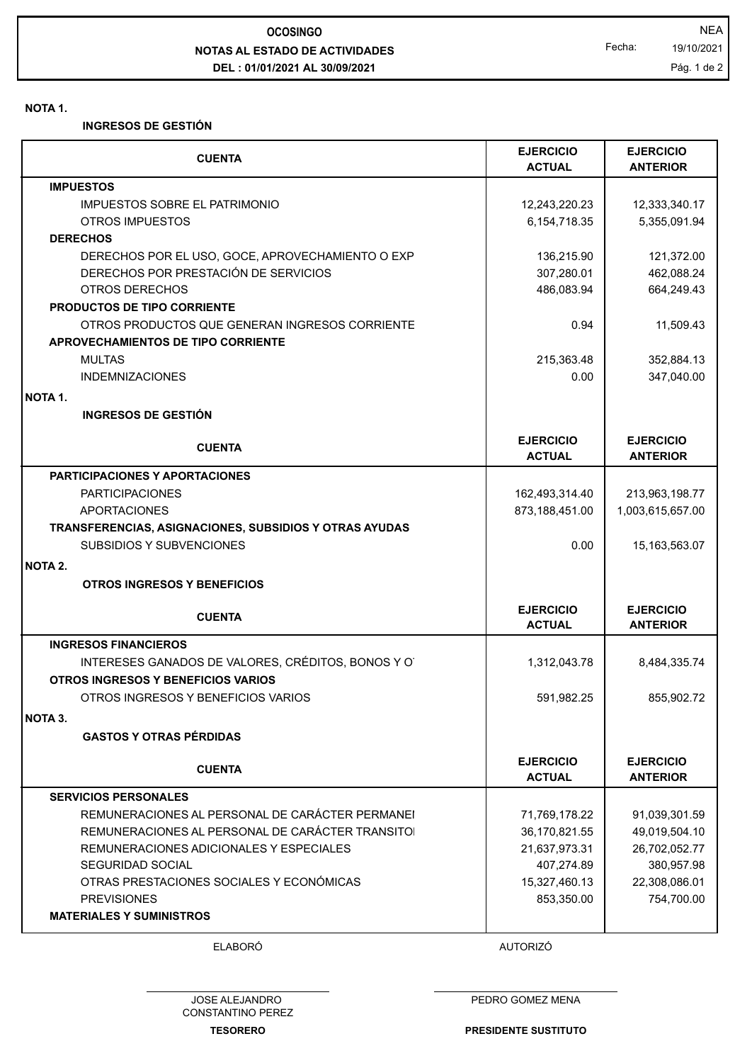# OCOSINGO

## NOTAS AL ESTADO DE ACTIVIDADES

**DEL : 01/01/2021 AL 30/09/2021**

NEA

Fecha: 19/10/2021

**NOTA 1.**

**INGRESOS DE GESTIÓN**

| CUENTA | EJERCICIO ACTUAL | EJERCICIO ANTERIOR |
|---|---|---|
| **IMPUESTOS** | | |
| IMPUESTOS SOBRE EL PATRIMONIO | 12,243,220.23 | 12,333,340.17 |
| OTROS IMPUESTOS | 6,154,718.35 | 5,355,091.94 |
| **DERECHOS** | | |
| DERECHOS POR EL USO, GOCE, APROVECHAMIENTO O EXP | 136,215.90 | 121,372.00 |
| DERECHOS POR PRESTACIÓN DE SERVICIOS | 307,280.01 | 462,088.24 |
| OTROS DERECHOS | 486,083.94 | 664,249.43 |
| **PRODUCTOS DE TIPO CORRIENTE** | | |
| OTROS PRODUCTOS QUE GENERAN INGRESOS CORRIENTE | 0.94 | 11,509.43 |
| **APROVECHAMIENTOS DE TIPO CORRIENTE** | | |
| MULTAS | 215,363.48 | 352,884.13 |
| INDEMNIZACIONES | 0.00 | 347,040.00 |

**NOTA 1.**

**INGRESOS DE GESTIÓN**

| CUENTA | EJERCICIO ACTUAL | EJERCICIO ANTERIOR |
|---|---|---|
| **PARTICIPACIONES Y APORTACIONES** | | |
| PARTICIPACIONES | 162,493,314.40 | 213,963,198.77 |
| APORTACIONES | 873,188,451.00 | 1,003,615,657.00 |
| **TRANSFERENCIAS, ASIGNACIONES, SUBSIDIOS Y OTRAS AYUDAS** | | |
| SUBSIDIOS Y SUBVENCIONES | 0.00 | 15,163,563.07 |

**NOTA 2.**

**OTROS INGRESOS Y BENEFICIOS**

| CUENTA | EJERCICIO ACTUAL | EJERCICIO ANTERIOR |
|---|---|---|
| **INGRESOS FINANCIEROS** | | |
| INTERESES GANADOS DE VALORES, CRÉDITOS, BONOS Y O | 1,312,043.78 | 8,484,335.74 |
| **OTROS INGRESOS Y BENEFICIOS VARIOS** | | |
| OTROS INGRESOS Y BENEFICIOS VARIOS | 591,982.25 | 855,902.72 |

**NOTA 3.**

**GASTOS Y OTRAS PÉRDIDAS**

| CUENTA | EJERCICIO ACTUAL | EJERCICIO ANTERIOR |
|---|---|---|
| **SERVICIOS PERSONALES** | | |
| REMUNERACIONES AL PERSONAL DE CARÁCTER PERMANEI | 71,769,178.22 | 91,039,301.59 |
| REMUNERACIONES AL PERSONAL DE CARÁCTER TRANSITOI | 36,170,821.55 | 49,019,504.10 |
| REMUNERACIONES ADICIONALES Y ESPECIALES | 21,637,973.31 | 26,702,052.77 |
| SEGURIDAD SOCIAL | 407,274.89 | 380,957.98 |
| OTRAS PRESTACIONES SOCIALES Y ECONÓMICAS | 15,327,460.13 | 22,308,086.01 |
| PREVISIONES | 853,350.00 | 754,700.00 |
| **MATERIALES Y SUMINISTROS** | | |

| ELABORÓ | AUTORIZÓ |
|---|---|
| JOSE ALEJANDRO CONSTANTINO PEREZ | PEDRO GOMEZ MENA |
| **TESORERO** | **PRESIDENTE SUSTITUTO** |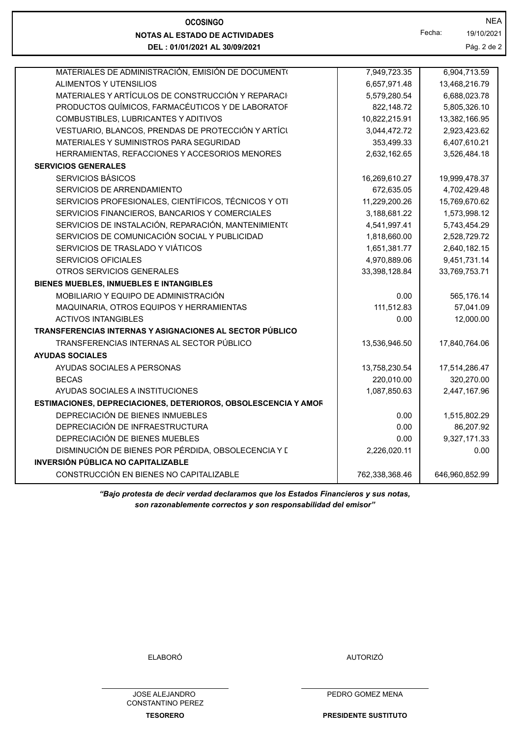# OCOSINGO

## NOTAS AL ESTADO DE ACTIVIDADES

**DEL : 01/01/2021 AL 30/09/2021**

NEA

Fecha: 19/10/2021

| | | |
|---|---|---|
| MATERIALES DE ADMINISTRACIÓN, EMISIÓN DE DOCUMENT( | 7,949,723.35 | 6,904,713.59 |
| ALIMENTOS Y UTENSILIOS | 6,657,971.48 | 13,468,216.79 |
| MATERIALES Y ARTÍCULOS DE CONSTRUCCIÓN Y REPARACI | 5,579,280.54 | 6,688,023.78 |
| PRODUCTOS QUÍMICOS, FARMACÉUTICOS Y DE LABORATOF | 822,148.72 | 5,805,326.10 |
| COMBUSTIBLES, LUBRICANTES Y ADITIVOS | 10,822,215.91 | 13,382,166.95 |
| VESTUARIO, BLANCOS, PRENDAS DE PROTECCIÓN Y ARTÍCU | 3,044,472.72 | 2,923,423.62 |
| MATERIALES Y SUMINISTROS PARA SEGURIDAD | 353,499.33 | 6,407,610.21 |
| HERRAMIENTAS, REFACCIONES Y ACCESORIOS MENORES | 2,632,162.65 | 3,526,484.18 |
| **SERVICIOS GENERALES** | | |
| SERVICIOS BÁSICOS | 16,269,610.27 | 19,999,478.37 |
| SERVICIOS DE ARRENDAMIENTO | 672,635.05 | 4,702,429.48 |
| SERVICIOS PROFESIONALES, CIENTÍFICOS, TÉCNICOS Y OTI | 11,229,200.26 | 15,769,670.62 |
| SERVICIOS FINANCIEROS, BANCARIOS Y COMERCIALES | 3,188,681.22 | 1,573,998.12 |
| SERVICIOS DE INSTALACIÓN, REPARACIÓN, MANTENIMIENT( | 4,541,997.41 | 5,743,454.29 |
| SERVICIOS DE COMUNICACIÓN SOCIAL Y PUBLICIDAD | 1,818,660.00 | 2,528,729.72 |
| SERVICIOS DE TRASLADO Y VIÁTICOS | 1,651,381.77 | 2,640,182.15 |
| SERVICIOS OFICIALES | 4,970,889.06 | 9,451,731.14 |
| OTROS SERVICIOS GENERALES | 33,398,128.84 | 33,769,753.71 |
| **BIENES MUEBLES, INMUEBLES E INTANGIBLES** | | |
| MOBILIARIO Y EQUIPO DE ADMINISTRACIÓN | 0.00 | 565,176.14 |
| MAQUINARIA, OTROS EQUIPOS Y HERRAMIENTAS | 111,512.83 | 57,041.09 |
| ACTIVOS INTANGIBLES | 0.00 | 12,000.00 |
| **TRANSFERENCIAS INTERNAS Y ASIGNACIONES AL SECTOR PÚBLICO** | | |
| TRANSFERENCIAS INTERNAS AL SECTOR PÚBLICO | 13,536,946.50 | 17,840,764.06 |
| **AYUDAS SOCIALES** | | |
| AYUDAS SOCIALES A PERSONAS | 13,758,230.54 | 17,514,286.47 |
| BECAS | 220,010.00 | 320,270.00 |
| AYUDAS SOCIALES A INSTITUCIONES | 1,087,850.63 | 2,447,167.96 |
| **ESTIMACIONES, DEPRECIACIONES, DETERIOROS, OBSOLESCENCIA Y AMOR** | | |
| DEPRECIACIÓN DE BIENES INMUEBLES | 0.00 | 1,515,802.29 |
| DEPRECIACIÓN DE INFRAESTRUCTURA | 0.00 | 86,207.92 |
| DEPRECIACIÓN DE BIENES MUEBLES | 0.00 | 9,327,171.33 |
| DISMINUCIÓN DE BIENES POR PÉRDIDA, OBSOLECENCIA Y D | 2,226,020.11 | 0.00 |
| **INVERSIÓN PÚBLICA NO CAPITALIZABLE** | | |
| CONSTRUCCIÓN EN BIENES NO CAPITALIZABLE | 762,338,368.46 | 646,960,852.99 |

***"Bajo protesta de decir verdad declaramos que los Estados Financieros y sus notas, son razonablemente correctos y son responsabilidad del emisor"***

ELABORÓ

JOSE ALEJANDRO CONSTANTINO PEREZ

**TESORERO**

AUTORIZÓ

PEDRO GOMEZ MENA

**PRESIDENTE SUSTITUTO**